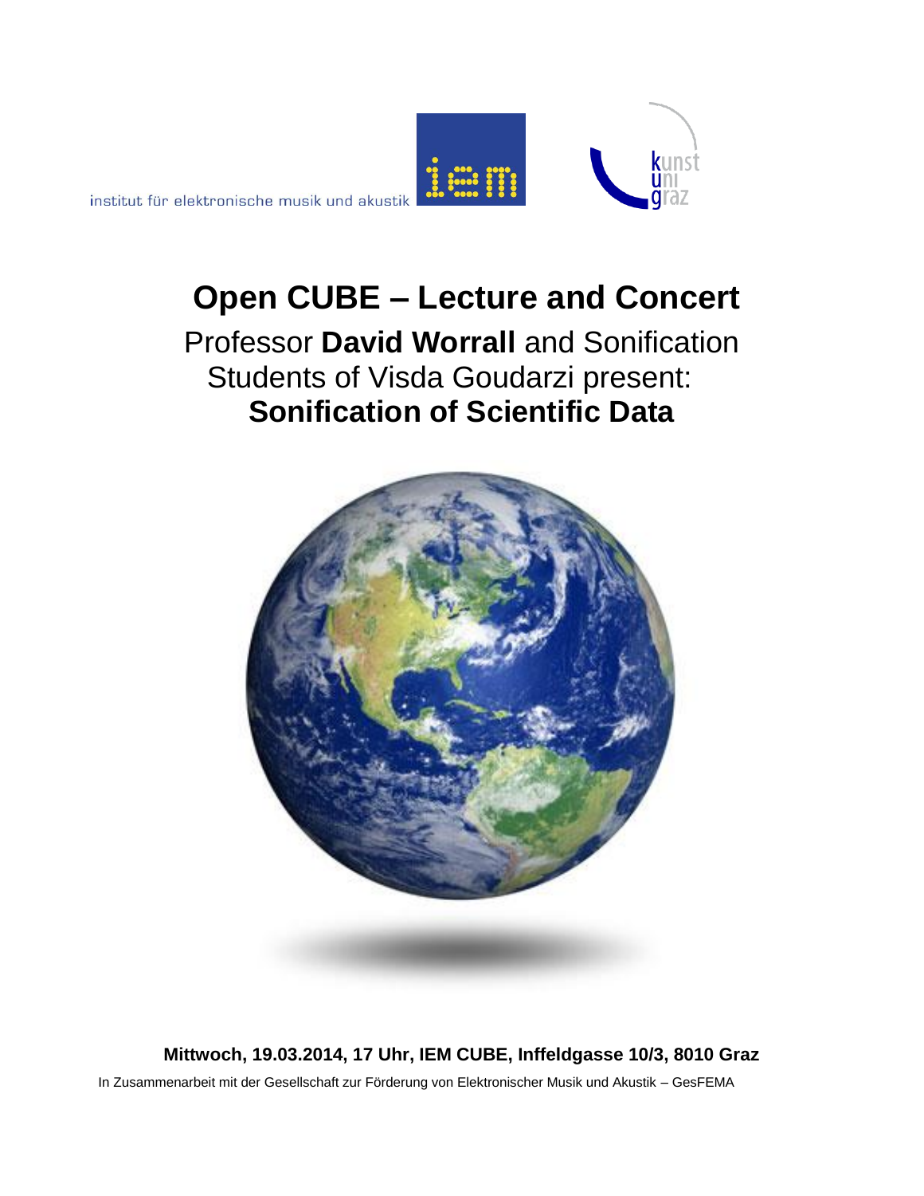institut für elektronische musik und akustik

# Open CUBE – Lecture and Concert

Professor **David Worrall** and Sonification Students of Visda Goudarzi present:

## Sonification of Scientific Data

**Mittwoch, 19.03.2014, 17 Uhr, IEM CUBE, Inffeldgasse 10/3, 8010 Graz**

In Zusammenarbeit mit der Gesellschaft zur Förderung von Elektronischer Musik und Akustik – GesFEMA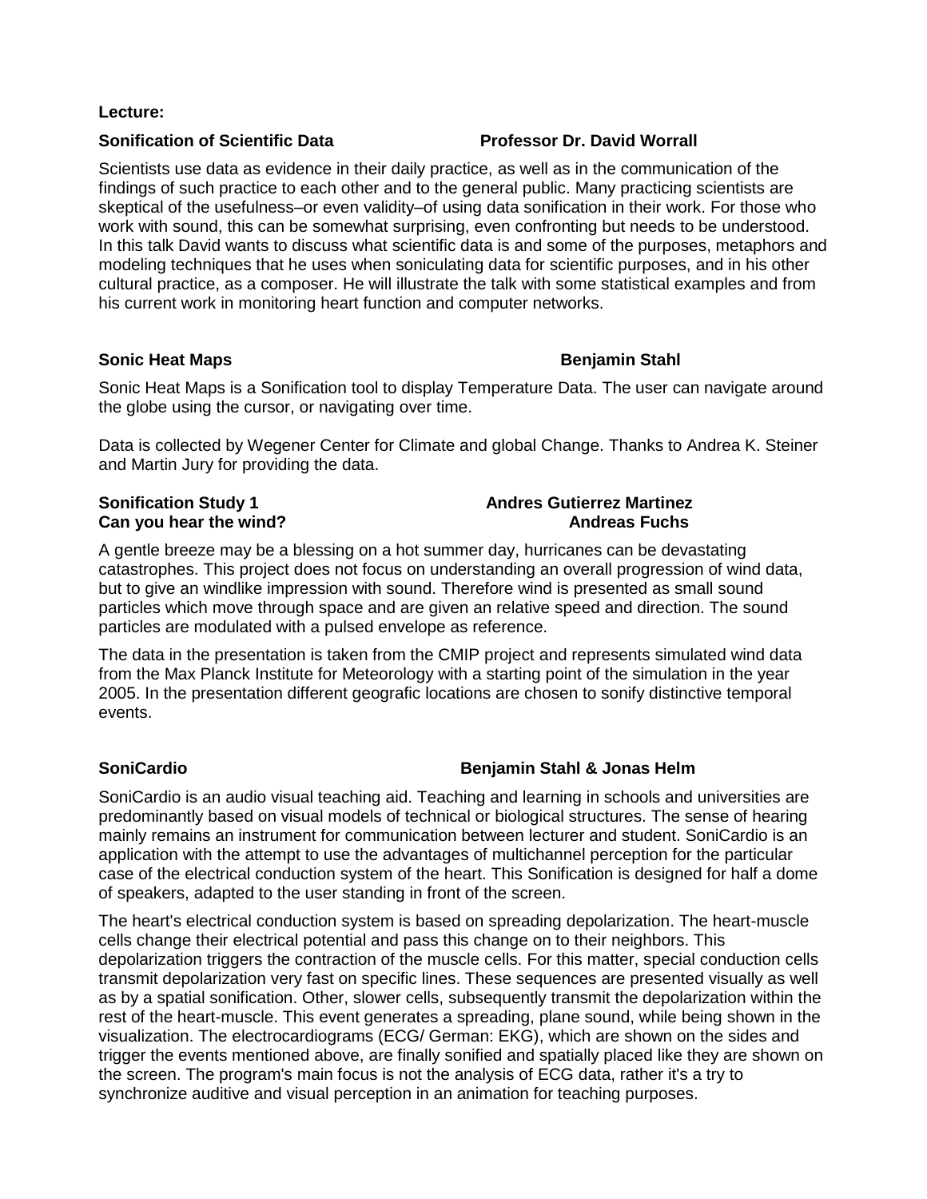**Lecture:**

**Sonification of Scientific Data** **Professor Dr. David Worrall**

Scientists use data as evidence in their daily practice, as well as in the communication of the findings of such practice to each other and to the general public. Many practicing scientists are skeptical of the usefulness–or even validity–of using data sonification in their work. For those who work with sound, this can be somewhat surprising, even confronting but needs to be understood. In this talk David wants to discuss what scientific data is and some of the purposes, metaphors and modeling techniques that he uses when soniculating data for scientific purposes, and in his other cultural practice, as a composer. He will illustrate the talk with some statistical examples and from his current work in monitoring heart function and computer networks.

**Sonic Heat Maps** **Benjamin Stahl**

Sonic Heat Maps is a Sonification tool to display Temperature Data. The user can navigate around the globe using the cursor, or navigating over time.

Data is collected by Wegener Center for Climate and global Change. Thanks to Andrea K. Steiner and Martin Jury for providing the data.

**Sonification Study 1** **Andres Gutierrez Martinez**
**Can you hear the wind?** **Andreas Fuchs**

A gentle breeze may be a blessing on a hot summer day, hurricanes can be devastating catastrophes. This project does not focus on understanding an overall progression of wind data, but to give an windlike impression with sound. Therefore wind is presented as small sound particles which move through space and are given an relative speed and direction. The sound particles are modulated with a pulsed envelope as reference.

The data in the presentation is taken from the CMIP project and represents simulated wind data from the Max Planck Institute for Meteorology with a starting point of the simulation in the year 2005. In the presentation different geografic locations are chosen to sonify distinctive temporal events.

**SoniCardio** **Benjamin Stahl & Jonas Helm**

SoniCardio is an audio visual teaching aid. Teaching and learning in schools and universities are predominantly based on visual models of technical or biological structures. The sense of hearing mainly remains an instrument for communication between lecturer and student. SoniCardio is an application with the attempt to use the advantages of multichannel perception for the particular case of the electrical conduction system of the heart. This Sonification is designed for half a dome of speakers, adapted to the user standing in front of the screen.

The heart's electrical conduction system is based on spreading depolarization. The heart-muscle cells change their electrical potential and pass this change on to their neighbors. This depolarization triggers the contraction of the muscle cells. For this matter, special conduction cells transmit depolarization very fast on specific lines. These sequences are presented visually as well as by a spatial sonification. Other, slower cells, subsequently transmit the depolarization within the rest of the heart-muscle. This event generates a spreading, plane sound, while being shown in the visualization. The electrocardiograms (ECG/ German: EKG), which are shown on the sides and trigger the events mentioned above, are finally sonified and spatially placed like they are shown on the screen. The program's main focus is not the analysis of ECG data, rather it's a try to synchronize auditive and visual perception in an animation for teaching purposes.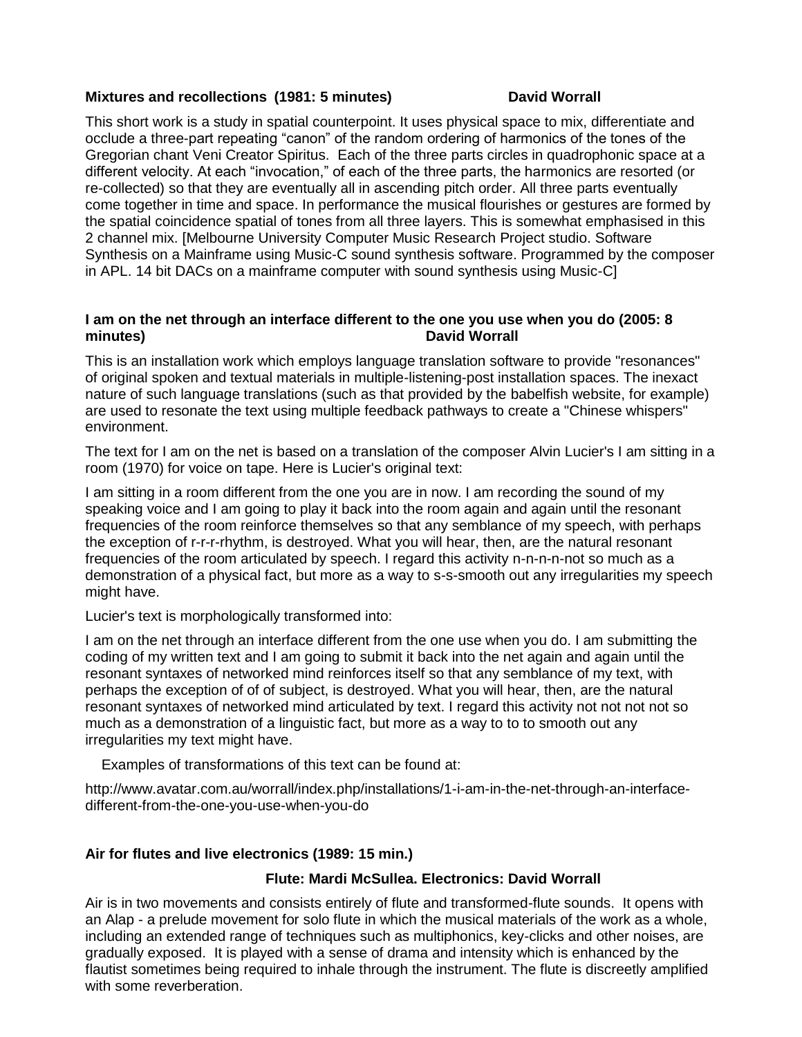**Mixtures and recollections (1981: 5 minutes) David Worrall**

This short work is a study in spatial counterpoint. It uses physical space to mix, differentiate and occlude a three-part repeating "canon" of the random ordering of harmonics of the tones of the Gregorian chant Veni Creator Spiritus. Each of the three parts circles in quadrophonic space at a different velocity. At each "invocation," of each of the three parts, the harmonics are resorted (or re-collected) so that they are eventually all in ascending pitch order. All three parts eventually come together in time and space. In performance the musical flourishes or gestures are formed by the spatial coincidence spatial of tones from all three layers. This is somewhat emphasised in this 2 channel mix. [Melbourne University Computer Music Research Project studio. Software Synthesis on a Mainframe using Music-C sound synthesis software. Programmed by the composer in APL. 14 bit DACs on a mainframe computer with sound synthesis using Music-C]

**I am on the net through an interface different to the one you use when you do (2005: 8 minutes) David Worrall**

This is an installation work which employs language translation software to provide "resonances" of original spoken and textual materials in multiple-listening-post installation spaces. The inexact nature of such language translations (such as that provided by the babelfish website, for example) are used to resonate the text using multiple feedback pathways to create a "Chinese whispers" environment.

The text for I am on the net is based on a translation of the composer Alvin Lucier's I am sitting in a room (1970) for voice on tape. Here is Lucier's original text:

I am sitting in a room different from the one you are in now. I am recording the sound of my speaking voice and I am going to play it back into the room again and again until the resonant frequencies of the room reinforce themselves so that any semblance of my speech, with perhaps the exception of r-r-r-rhythm, is destroyed. What you will hear, then, are the natural resonant frequencies of the room articulated by speech. I regard this activity n-n-n-n-not so much as a demonstration of a physical fact, but more as a way to s-s-smooth out any irregularities my speech might have.

Lucier's text is morphologically transformed into:

I am on the net through an interface different from the one use when you do. I am submitting the coding of my written text and I am going to submit it back into the net again and again until the resonant syntaxes of networked mind reinforces itself so that any semblance of my text, with perhaps the exception of of of of subject, is destroyed. What you will hear, then, are the natural resonant syntaxes of networked mind articulated by text. I regard this activity not not not not so much as a demonstration of a linguistic fact, but more as a way to to to smooth out any irregularities my text might have.

Examples of transformations of this text can be found at:

http://www.avatar.com.au/worrall/index.php/installations/1-i-am-in-the-net-through-an-interface-different-from-the-one-you-use-when-you-do

**Air for flutes and live electronics (1989: 15 min.)**

**Flute: Mardi McSullea. Electronics: David Worrall**

Air is in two movements and consists entirely of flute and transformed-flute sounds. It opens with an Alap - a prelude movement for solo flute in which the musical materials of the work as a whole, including an extended range of techniques such as multiphonics, key-clicks and other noises, are gradually exposed. It is played with a sense of drama and intensity which is enhanced by the flautist sometimes being required to inhale through the instrument. The flute is discreetly amplified with some reverberation.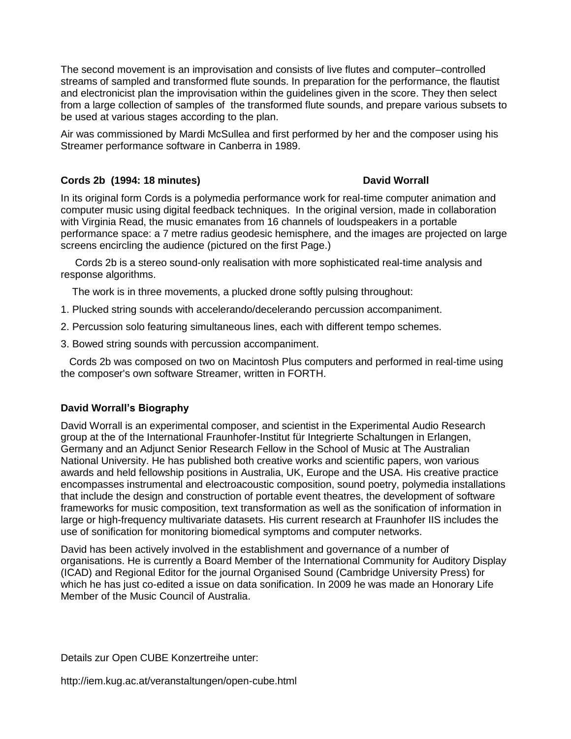The second movement is an improvisation and consists of live flutes and computer–controlled streams of sampled and transformed flute sounds. In preparation for the performance, the flautist and electronicist plan the improvisation within the guidelines given in the score. They then select from a large collection of samples of  the transformed flute sounds, and prepare various subsets to be used at various stages according to the plan.

Air was commissioned by Mardi McSullea and first performed by her and the composer using his Streamer performance software in Canberra in 1989.

**Cords 2b  (1994: 18 minutes)** **David Worrall**

In its original form Cords is a polymedia performance work for real-time computer animation and computer music using digital feedback techniques.  In the original version, made in collaboration with Virginia Read, the music emanates from 16 channels of loudspeakers in a portable performance space: a 7 metre radius geodesic hemisphere, and the images are projected on large screens encircling the audience (pictured on the first Page.)

Cords 2b is a stereo sound-only realisation with more sophisticated real-time analysis and response algorithms.

The work is in three movements, a plucked drone softly pulsing throughout:

1. Plucked string sounds with accelerando/decelerando percussion accompaniment.
2. Percussion solo featuring simultaneous lines, each with different tempo schemes.
3. Bowed string sounds with percussion accompaniment.

Cords 2b was composed on two on Macintosh Plus computers and performed in real-time using the composer's own software Streamer, written in FORTH.

**David Worrall's Biography**

David Worrall is an experimental composer, and scientist in the Experimental Audio Research group at the of the International Fraunhofer-Institut für Integrierte Schaltungen in Erlangen, Germany and an Adjunct Senior Research Fellow in the School of Music at The Australian National University. He has published both creative works and scientific papers, won various awards and held fellowship positions in Australia, UK, Europe and the USA. His creative practice encompasses instrumental and electroacoustic composition, sound poetry, polymedia installations that include the design and construction of portable event theatres, the development of software frameworks for music composition, text transformation as well as the sonification of information in large or high-frequency multivariate datasets. His current research at Fraunhofer IIS includes the use of sonification for monitoring biomedical symptoms and computer networks.

David has been actively involved in the establishment and governance of a number of organisations. He is currently a Board Member of the International Community for Auditory Display (ICAD) and Regional Editor for the journal Organised Sound (Cambridge University Press) for which he has just co-edited a issue on data sonification. In 2009 he was made an Honorary Life Member of the Music Council of Australia.

Details zur Open CUBE Konzertreihe unter:

http://iem.kug.ac.at/veranstaltungen/open-cube.html